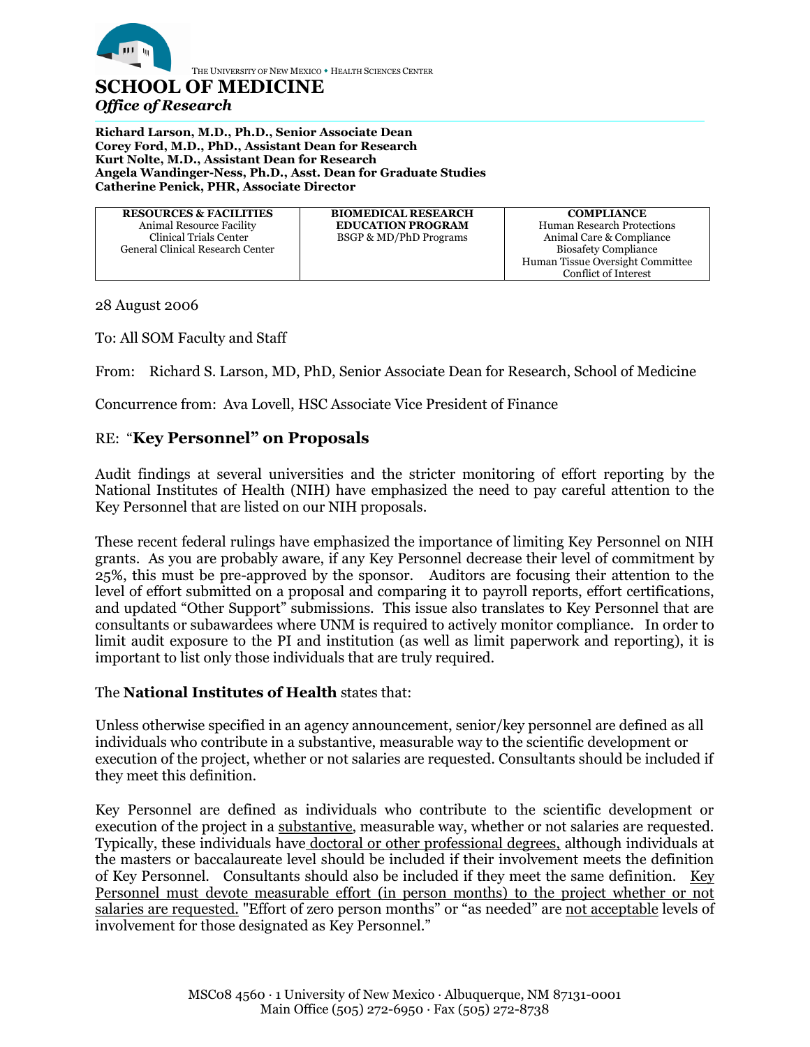THE UNIVERSITY OF NEW MEXICO • HEALTH SCIENCES CENTER

# SCHOOL OF MEDICINE

*Office of Research*

**Richard Larson, M.D., Ph.D., Senior Associate Dean**
**Corey Ford, M.D., PhD., Assistant Dean for Research**
**Kurt Nolte, M.D., Assistant Dean for Research**
**Angela Wandinger-Ness, Ph.D., Asst. Dean for Graduate Studies**
**Catherine Penick, PHR, Associate Director**

| **RESOURCES & FACILITIES** | **BIOMEDICAL RESEARCH EDUCATION PROGRAM** | **COMPLIANCE** |
|---|---|---|
| Animal Resource Facility<br>Clinical Trials Center<br>General Clinical Research Center | BSGP & MD/PhD Programs | Human Research Protections<br>Animal Care & Compliance<br>Biosafety Compliance<br>Human Tissue Oversight Committee<br>Conflict of Interest |

28 August 2006

To: All SOM Faculty and Staff

From: Richard S. Larson, MD, PhD, Senior Associate Dean for Research, School of Medicine

Concurrence from: Ava Lovell, HSC Associate Vice President of Finance

## RE: "**Key Personnel" on Proposals**

Audit findings at several universities and the stricter monitoring of effort reporting by the National Institutes of Health (NIH) have emphasized the need to pay careful attention to the Key Personnel that are listed on our NIH proposals.

These recent federal rulings have emphasized the importance of limiting Key Personnel on NIH grants. As you are probably aware, if any Key Personnel decrease their level of commitment by 25%, this must be pre-approved by the sponsor. Auditors are focusing their attention to the level of effort submitted on a proposal and comparing it to payroll reports, effort certifications, and updated "Other Support" submissions. This issue also translates to Key Personnel that are consultants or subawardees where UNM is required to actively monitor compliance. In order to limit audit exposure to the PI and institution (as well as limit paperwork and reporting), it is important to list only those individuals that are truly required.

The **National Institutes of Health** states that:

Unless otherwise specified in an agency announcement, senior/key personnel are defined as all individuals who contribute in a substantive, measurable way to the scientific development or execution of the project, whether or not salaries are requested. Consultants should be included if they meet this definition.

Key Personnel are defined as individuals who contribute to the scientific development or execution of the project in a substantive, measurable way, whether or not salaries are requested. Typically, these individuals have doctoral or other professional degrees, although individuals at the masters or baccalaureate level should be included if their involvement meets the definition of Key Personnel. Consultants should also be included if they meet the same definition. Key Personnel must devote measurable effort (in person months) to the project whether or not salaries are requested. "Effort of zero person months" or "as needed" are not acceptable levels of involvement for those designated as Key Personnel."

MSC08 4560 · 1 University of New Mexico · Albuquerque, NM 87131-0001
Main Office (505) 272-6950 · Fax (505) 272-8738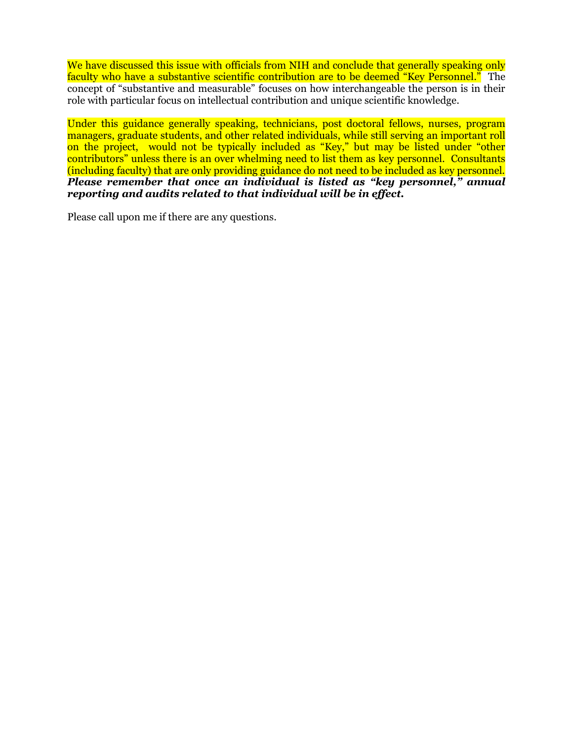We have discussed this issue with officials from NIH and conclude that generally speaking only faculty who have a substantive scientific contribution are to be deemed "Key Personnel." The concept of "substantive and measurable" focuses on how interchangeable the person is in their role with particular focus on intellectual contribution and unique scientific knowledge.

Under this guidance generally speaking, technicians, post doctoral fellows, nurses, program managers, graduate students, and other related individuals, while still serving an important roll on the project, would not be typically included as "Key," but may be listed under "other contributors" unless there is an over whelming need to list them as key personnel. Consultants (including faculty) that are only providing guidance do not need to be included as key personnel. ***Please remember that once an individual is listed as "key personnel," annual reporting and audits related to that individual will be in effect.***

Please call upon me if there are any questions.